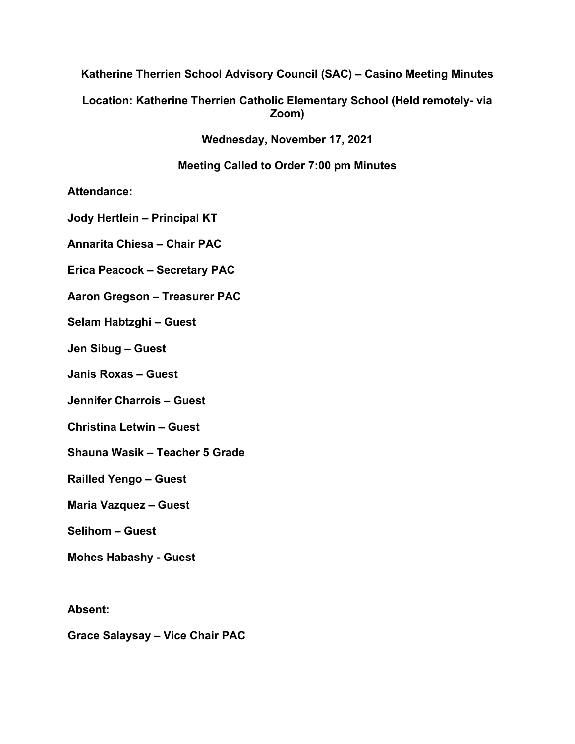# Katherine Therrien School Advisory Council (SAC) – Casino Meeting Minutes

**Location: Katherine Therrien Catholic Elementary School (Held remotely- via Zoom)**

**Wednesday, November 17, 2021**

**Meeting Called to Order 7:00 pm Minutes**

**Attendance:**

**Jody Hertlein – Principal KT**

**Annarita Chiesa – Chair PAC**

**Erica Peacock – Secretary PAC**

**Aaron Gregson – Treasurer PAC**

**Selam Habtzghi – Guest**

**Jen Sibug – Guest**

**Janis Roxas – Guest**

**Jennifer Charrois – Guest**

**Christina Letwin – Guest**

**Shauna Wasik – Teacher 5 Grade**

**Railled Yengo – Guest**

**Maria Vazquez – Guest**

**Selihom – Guest**

**Mohes Habashy - Guest**

**Absent:**

**Grace Salaysay – Vice Chair PAC**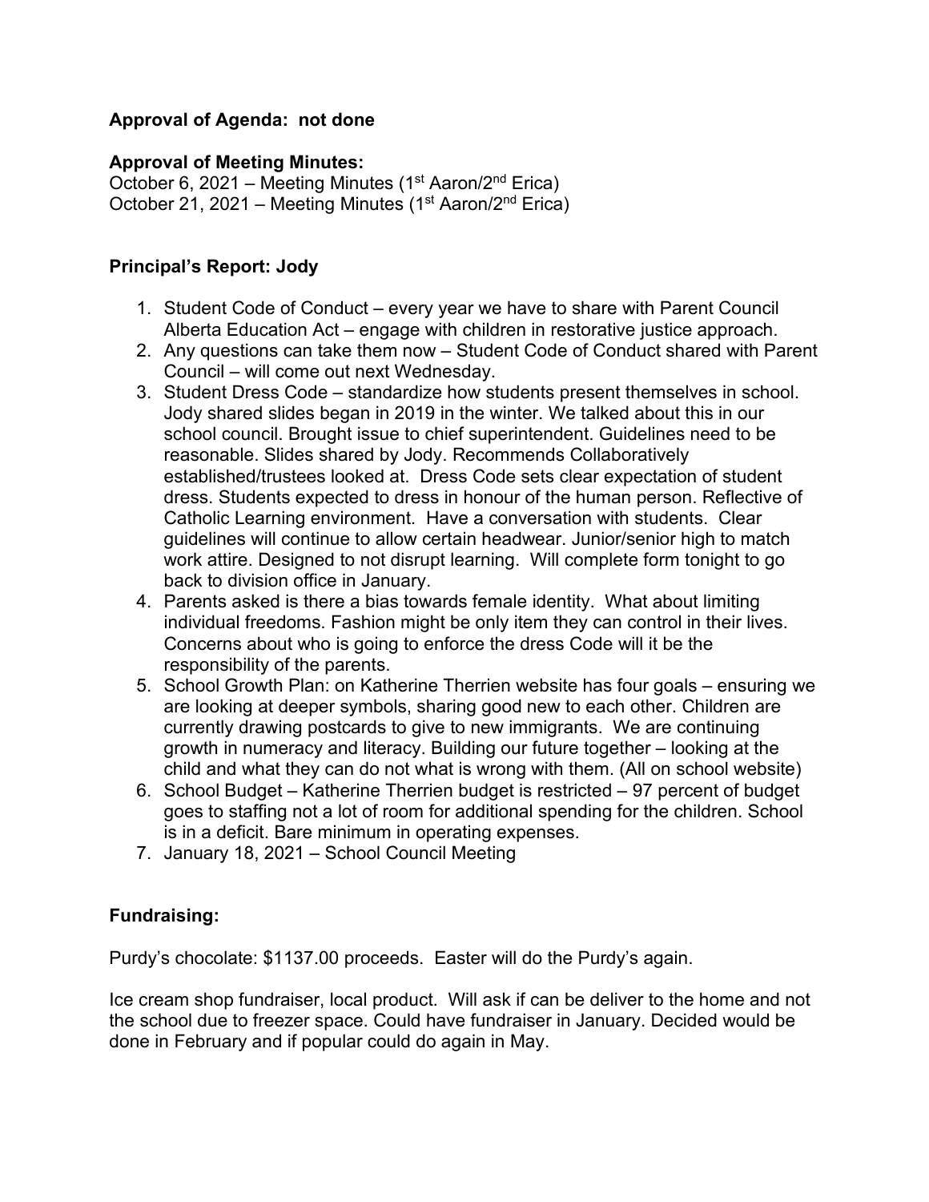**Approval of Agenda: not done**

**Approval of Meeting Minutes:**
October 6, 2021 – Meeting Minutes (1st Aaron/2nd Erica)
October 21, 2021 – Meeting Minutes (1st Aaron/2nd Erica)

**Principal's Report: Jody**

1. Student Code of Conduct – every year we have to share with Parent Council Alberta Education Act – engage with children in restorative justice approach.
2. Any questions can take them now – Student Code of Conduct shared with Parent Council – will come out next Wednesday.
3. Student Dress Code – standardize how students present themselves in school. Jody shared slides began in 2019 in the winter. We talked about this in our school council. Brought issue to chief superintendent. Guidelines need to be reasonable. Slides shared by Jody. Recommends Collaboratively established/trustees looked at. Dress Code sets clear expectation of student dress. Students expected to dress in honour of the human person. Reflective of Catholic Learning environment. Have a conversation with students. Clear guidelines will continue to allow certain headwear. Junior/senior high to match work attire. Designed to not disrupt learning. Will complete form tonight to go back to division office in January.
4. Parents asked is there a bias towards female identity. What about limiting individual freedoms. Fashion might be only item they can control in their lives. Concerns about who is going to enforce the dress Code will it be the responsibility of the parents.
5. School Growth Plan: on Katherine Therrien website has four goals – ensuring we are looking at deeper symbols, sharing good new to each other. Children are currently drawing postcards to give to new immigrants. We are continuing growth in numeracy and literacy. Building our future together – looking at the child and what they can do not what is wrong with them. (All on school website)
6. School Budget – Katherine Therrien budget is restricted – 97 percent of budget goes to staffing not a lot of room for additional spending for the children. School is in a deficit. Bare minimum in operating expenses.
7. January 18, 2021 – School Council Meeting

**Fundraising:**

Purdy's chocolate: $1137.00 proceeds. Easter will do the Purdy's again.

Ice cream shop fundraiser, local product. Will ask if can be deliver to the home and not the school due to freezer space. Could have fundraiser in January. Decided would be done in February and if popular could do again in May.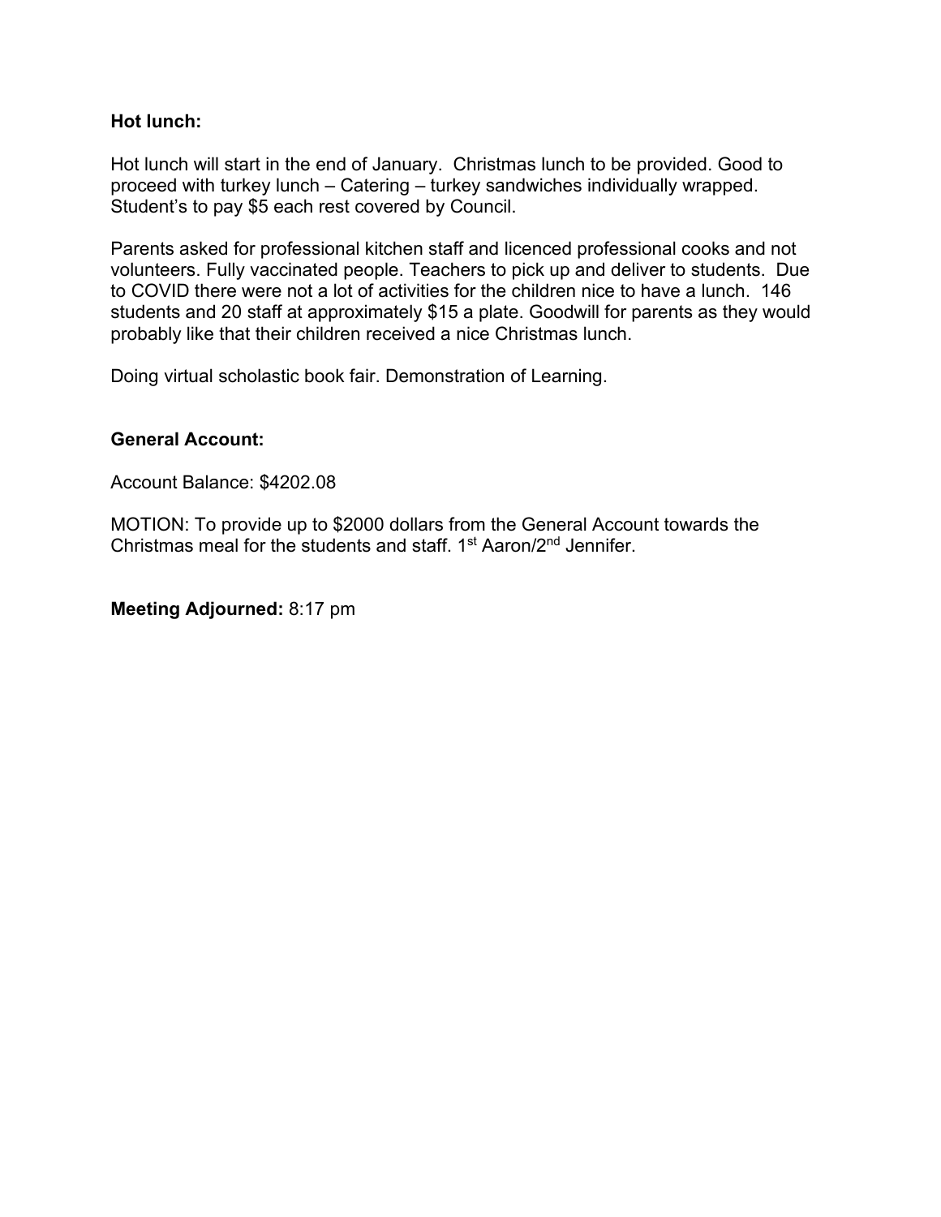**Hot lunch:**

Hot lunch will start in the end of January. Christmas lunch to be provided. Good to proceed with turkey lunch – Catering – turkey sandwiches individually wrapped. Student's to pay $5 each rest covered by Council.

Parents asked for professional kitchen staff and licenced professional cooks and not volunteers. Fully vaccinated people. Teachers to pick up and deliver to students. Due to COVID there were not a lot of activities for the children nice to have a lunch. 146 students and 20 staff at approximately $15 a plate. Goodwill for parents as they would probably like that their children received a nice Christmas lunch.

Doing virtual scholastic book fair. Demonstration of Learning.

**General Account:**

Account Balance: $4202.08

MOTION: To provide up to $2000 dollars from the General Account towards the Christmas meal for the students and staff. 1st Aaron/2nd Jennifer.

**Meeting Adjourned:** 8:17 pm